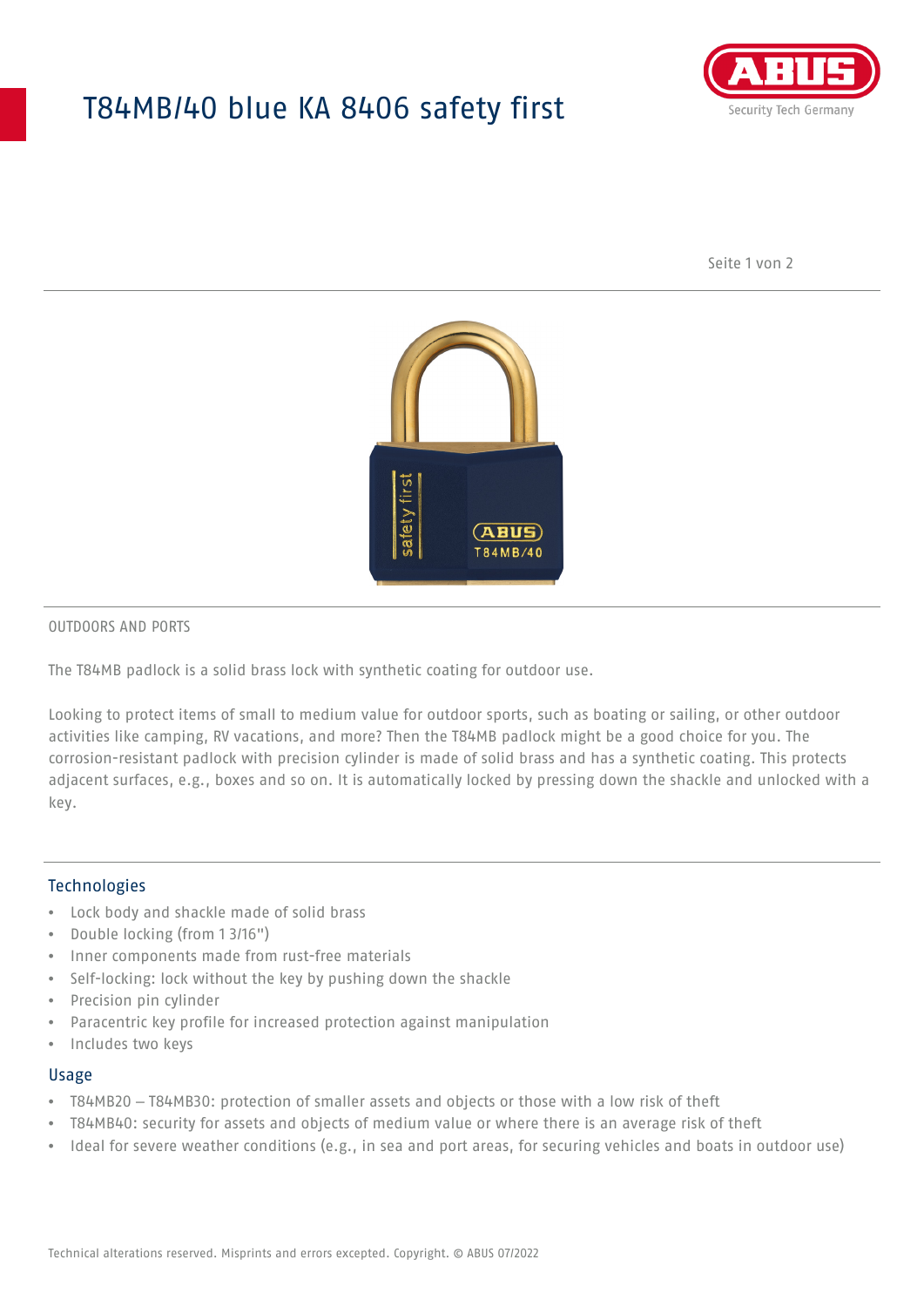# T84MB/40 blue KA 8406 safety first

OUTDOORS AND PORTS

The T84MB padlock is a solid brass lock with synthetic coating for outdoor use.

Looking to protect items of small to medium value for outdoor sports, such as boating or sailing, or other outdoor activities like camping, RV vacations, and more? Then the T84MB padlock might be a good choice for you. The corrosion-resistant padlock with precision cylinder is made of solid brass and has a synthetic coating. This protects adjacent surfaces, e.g., boxes and so on. It is automatically locked by pressing down the shackle and unlocked with a key.

## Technologies

- Lock body and shackle made of solid brass
- Double locking (from 1 3/16")
- Inner components made from rust-free materials
- Self-locking: lock without the key by pushing down the shackle
- Precision pin cylinder
- Paracentric key profile for increased protection against manipulation
- Includes two keys

## Usage

- T84MB20 – T84MB30: protection of smaller assets and objects or those with a low risk of theft
- T84MB40: security for assets and objects of medium value or where there is an average risk of theft
- Ideal for severe weather conditions (e.g., in sea and port areas, for securing vehicles and boats in outdoor use)

Technical alterations reserved. Misprints and errors excepted. Copyright. © ABUS 07/2022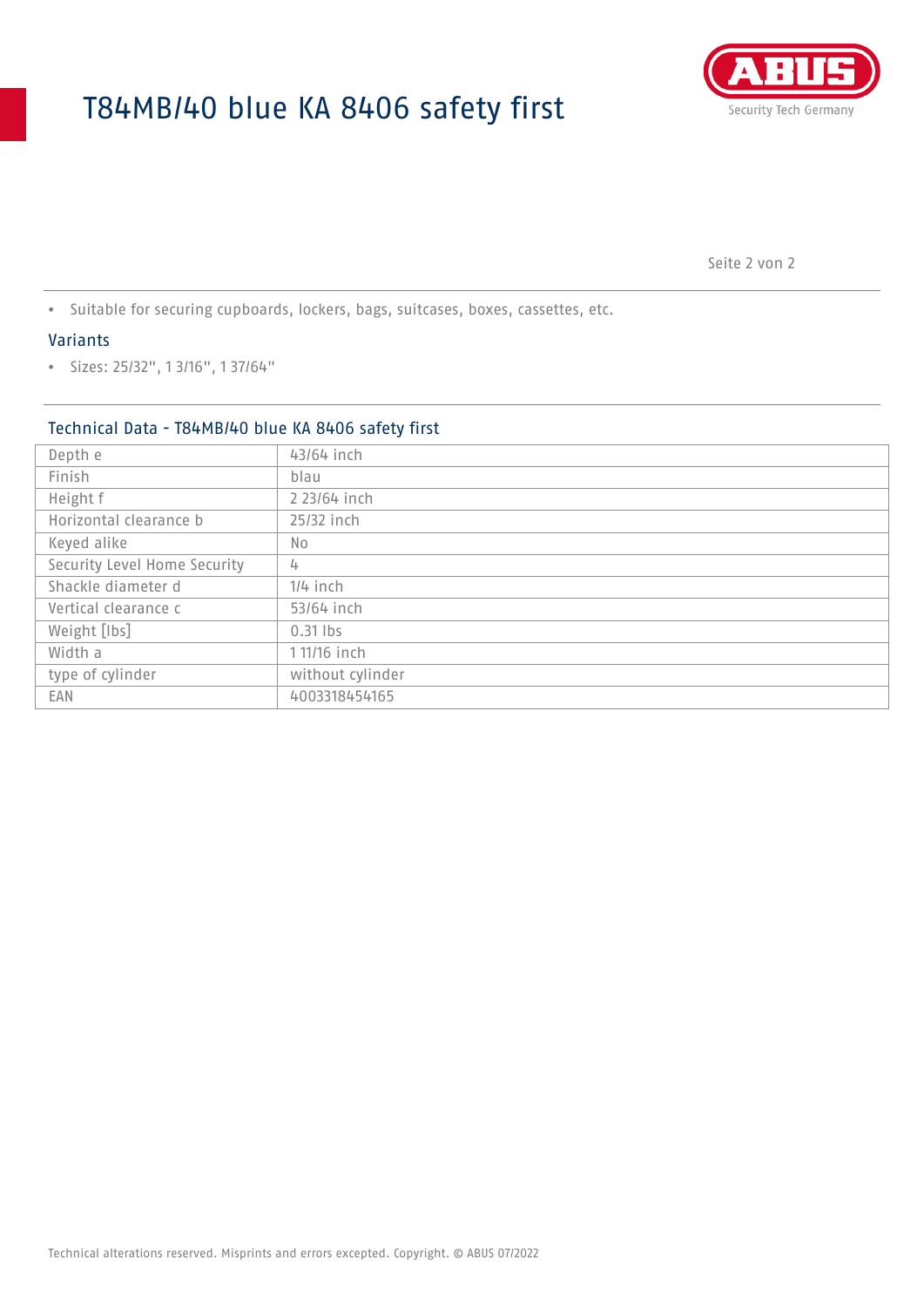- Suitable for securing cupboards, lockers, bags, suitcases, boxes, cassettes, etc.

## Variants

- Sizes: 25/32", 1 3/16", 1 37/64"

## Technical Data - T84MB/40 blue KA 8406 safety first

| | |
|---|---|
| Depth e | 43/64 inch |
| Finish | blau |
| Height f | 2 23/64 inch |
| Horizontal clearance b | 25/32 inch |
| Keyed alike | No |
| Security Level Home Security | 4 |
| Shackle diameter d | 1/4 inch |
| Vertical clearance c | 53/64 inch |
| Weight [lbs] | 0.31 lbs |
| Width a | 1 11/16 inch |
| type of cylinder | without cylinder |
| EAN | 4003318454165 |

Technical alterations reserved. Misprints and errors excepted. Copyright. © ABUS 07/2022